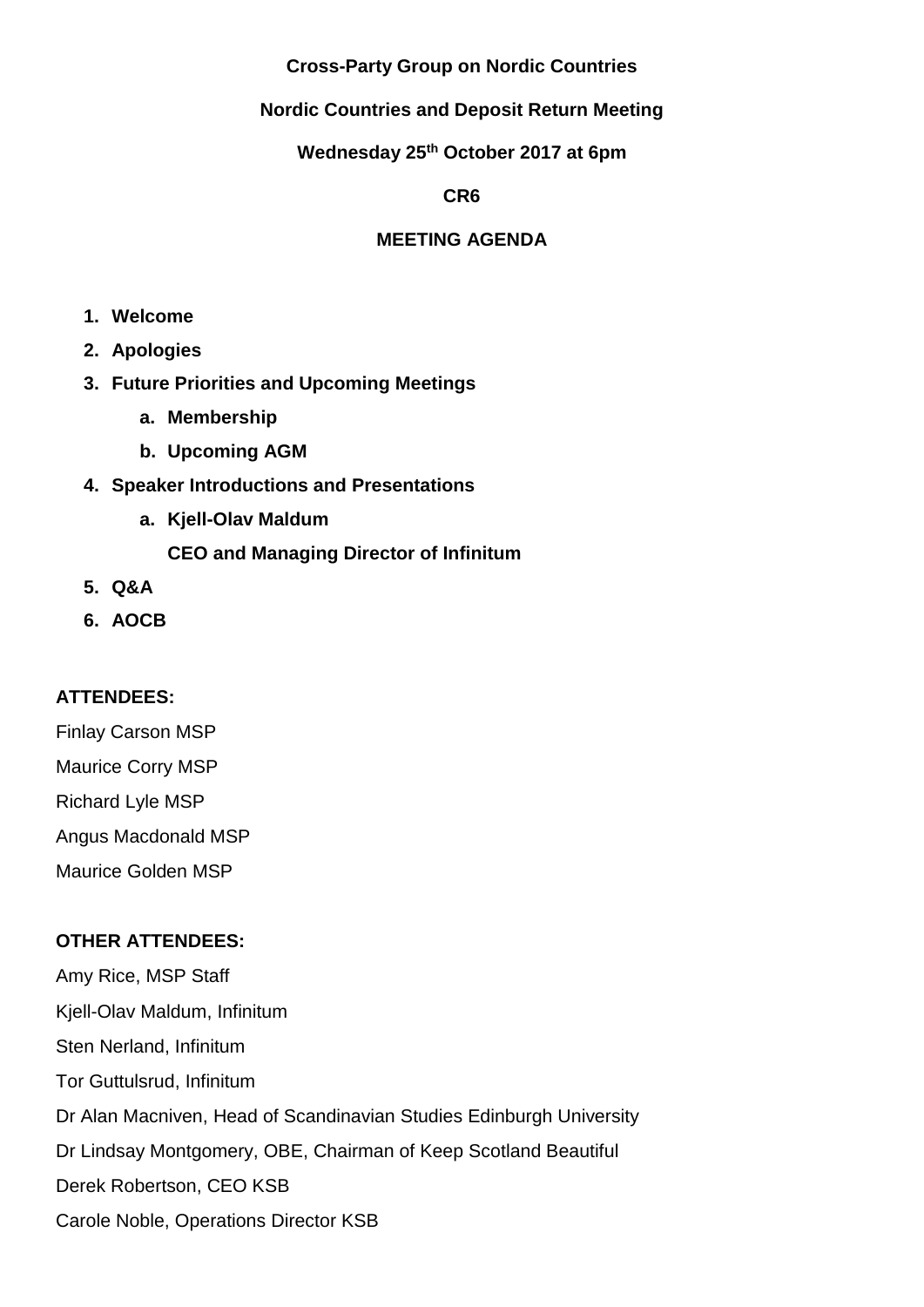**Cross-Party Group on Nordic Countries**

**Nordic Countries and Deposit Return Meeting**

**Wednesday 25th October 2017 at 6pm**

**CR6**

**MEETING AGENDA**

1. **Welcome**
2. **Apologies**
3. **Future Priorities and Upcoming Meetings**
   a. **Membership**
   b. **Upcoming AGM**
4. **Speaker Introductions and Presentations**
   a. **Kjell-Olav Maldum**
      **CEO and Managing Director of Infinitum**
5. **Q&A**
6. **AOCB**

**ATTENDEES:**

Finlay Carson MSP

Maurice Corry MSP

Richard Lyle MSP

Angus Macdonald MSP

Maurice Golden MSP

**OTHER ATTENDEES:**

Amy Rice, MSP Staff

Kjell-Olav Maldum, Infinitum

Sten Nerland, Infinitum

Tor Guttulsrud, Infinitum

Dr Alan Macniven, Head of Scandinavian Studies Edinburgh University

Dr Lindsay Montgomery, OBE, Chairman of Keep Scotland Beautiful

Derek Robertson, CEO KSB

Carole Noble, Operations Director KSB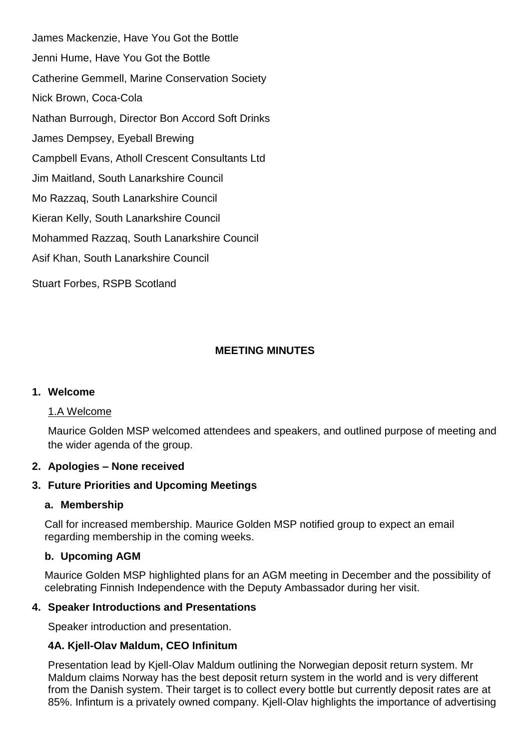James Mackenzie, Have You Got the Bottle

Jenni Hume, Have You Got the Bottle

Catherine Gemmell, Marine Conservation Society

Nick Brown, Coca-Cola

Nathan Burrough, Director Bon Accord Soft Drinks

James Dempsey, Eyeball Brewing

Campbell Evans, Atholl Crescent Consultants Ltd

Jim Maitland, South Lanarkshire Council

Mo Razzaq, South Lanarkshire Council

Kieran Kelly, South Lanarkshire Council

Mohammed Razzaq, South Lanarkshire Council

Asif Khan, South Lanarkshire Council

Stuart Forbes, RSPB Scotland

**MEETING MINUTES**

1. **Welcome**

   1.A Welcome

   Maurice Golden MSP welcomed attendees and speakers, and outlined purpose of meeting and the wider agenda of the group.

2. **Apologies – None received**

3. **Future Priorities and Upcoming Meetings**

   a. **Membership**

   Call for increased membership. Maurice Golden MSP notified group to expect an email regarding membership in the coming weeks.

   b. **Upcoming AGM**

   Maurice Golden MSP highlighted plans for an AGM meeting in December and the possibility of celebrating Finnish Independence with the Deputy Ambassador during her visit.

4. **Speaker Introductions and Presentations**

   Speaker introduction and presentation.

   **4A. Kjell-Olav Maldum, CEO Infinitum**

   Presentation lead by Kjell-Olav Maldum outlining the Norwegian deposit return system. Mr Maldum claims Norway has the best deposit return system in the world and is very different from the Danish system. Their target is to collect every bottle but currently deposit rates are at 85%. Infintum is a privately owned company. Kjell-Olav highlights the importance of advertising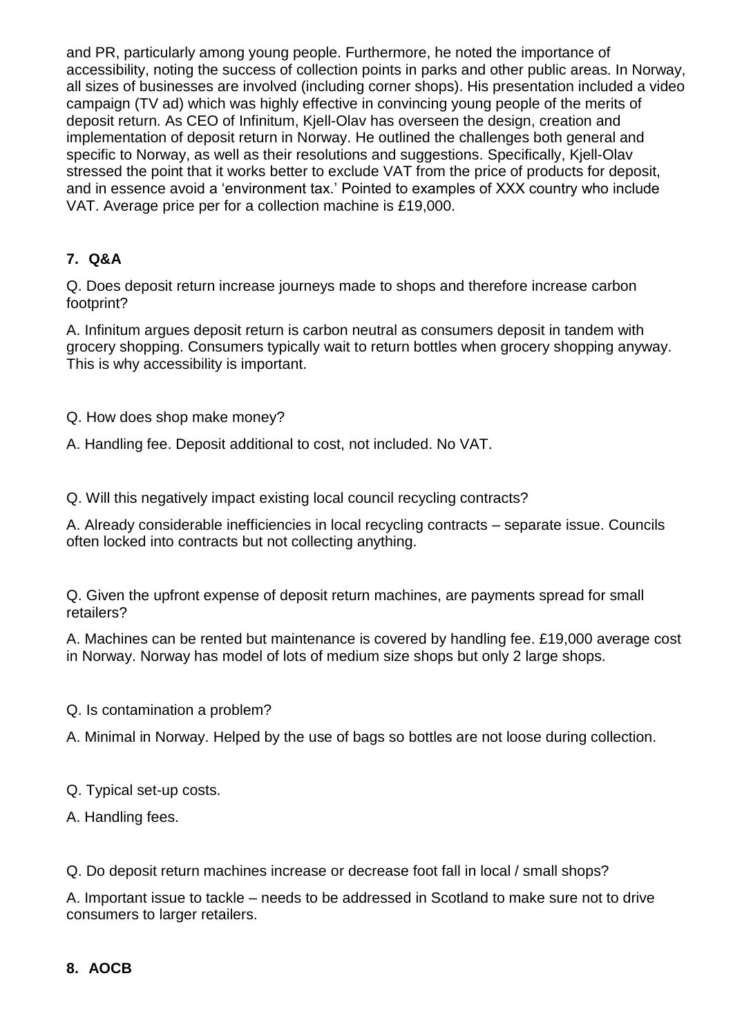and PR, particularly among young people. Furthermore, he noted the importance of accessibility, noting the success of collection points in parks and other public areas. In Norway, all sizes of businesses are involved (including corner shops). His presentation included a video campaign (TV ad) which was highly effective in convincing young people of the merits of deposit return. As CEO of Infinitum, Kjell-Olav has overseen the design, creation and implementation of deposit return in Norway. He outlined the challenges both general and specific to Norway, as well as their resolutions and suggestions. Specifically, Kjell-Olav stressed the point that it works better to exclude VAT from the price of products for deposit, and in essence avoid a 'environment tax.' Pointed to examples of XXX country who include VAT. Average price per for a collection machine is £19,000.

## 7. Q&A

Q. Does deposit return increase journeys made to shops and therefore increase carbon footprint?

A. Infinitum argues deposit return is carbon neutral as consumers deposit in tandem with grocery shopping. Consumers typically wait to return bottles when grocery shopping anyway. This is why accessibility is important.

Q. How does shop make money?

A. Handling fee. Deposit additional to cost, not included. No VAT.

Q. Will this negatively impact existing local council recycling contracts?

A. Already considerable inefficiencies in local recycling contracts – separate issue. Councils often locked into contracts but not collecting anything.

Q. Given the upfront expense of deposit return machines, are payments spread for small retailers?

A. Machines can be rented but maintenance is covered by handling fee. £19,000 average cost in Norway. Norway has model of lots of medium size shops but only 2 large shops.

Q. Is contamination a problem?

A. Minimal in Norway. Helped by the use of bags so bottles are not loose during collection.

Q. Typical set-up costs.

A. Handling fees.

Q. Do deposit return machines increase or decrease foot fall in local / small shops?

A. Important issue to tackle – needs to be addressed in Scotland to make sure not to drive consumers to larger retailers.

## 8. AOCB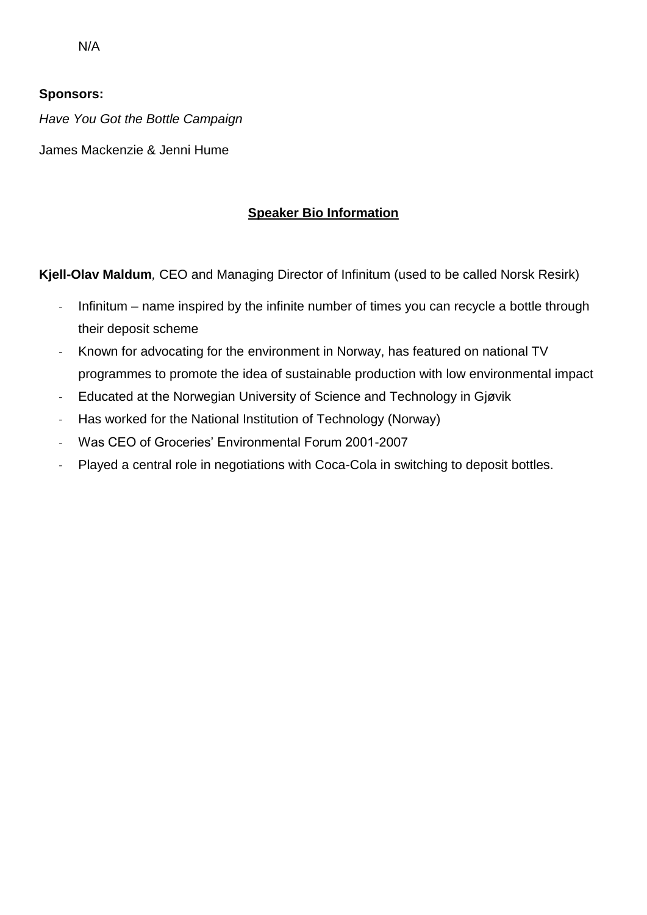N/A

**Sponsors:**

*Have You Got the Bottle Campaign*

James Mackenzie & Jenni Hume

## Speaker Bio Information

**Kjell-Olav Maldum***,* CEO and Managing Director of Infinitum (used to be called Norsk Resirk)

- Infinitum – name inspired by the infinite number of times you can recycle a bottle through their deposit scheme
- Known for advocating for the environment in Norway, has featured on national TV programmes to promote the idea of sustainable production with low environmental impact
- Educated at the Norwegian University of Science and Technology in Gjøvik
- Has worked for the National Institution of Technology (Norway)
- Was CEO of Groceries' Environmental Forum 2001-2007
- Played a central role in negotiations with Coca-Cola in switching to deposit bottles.